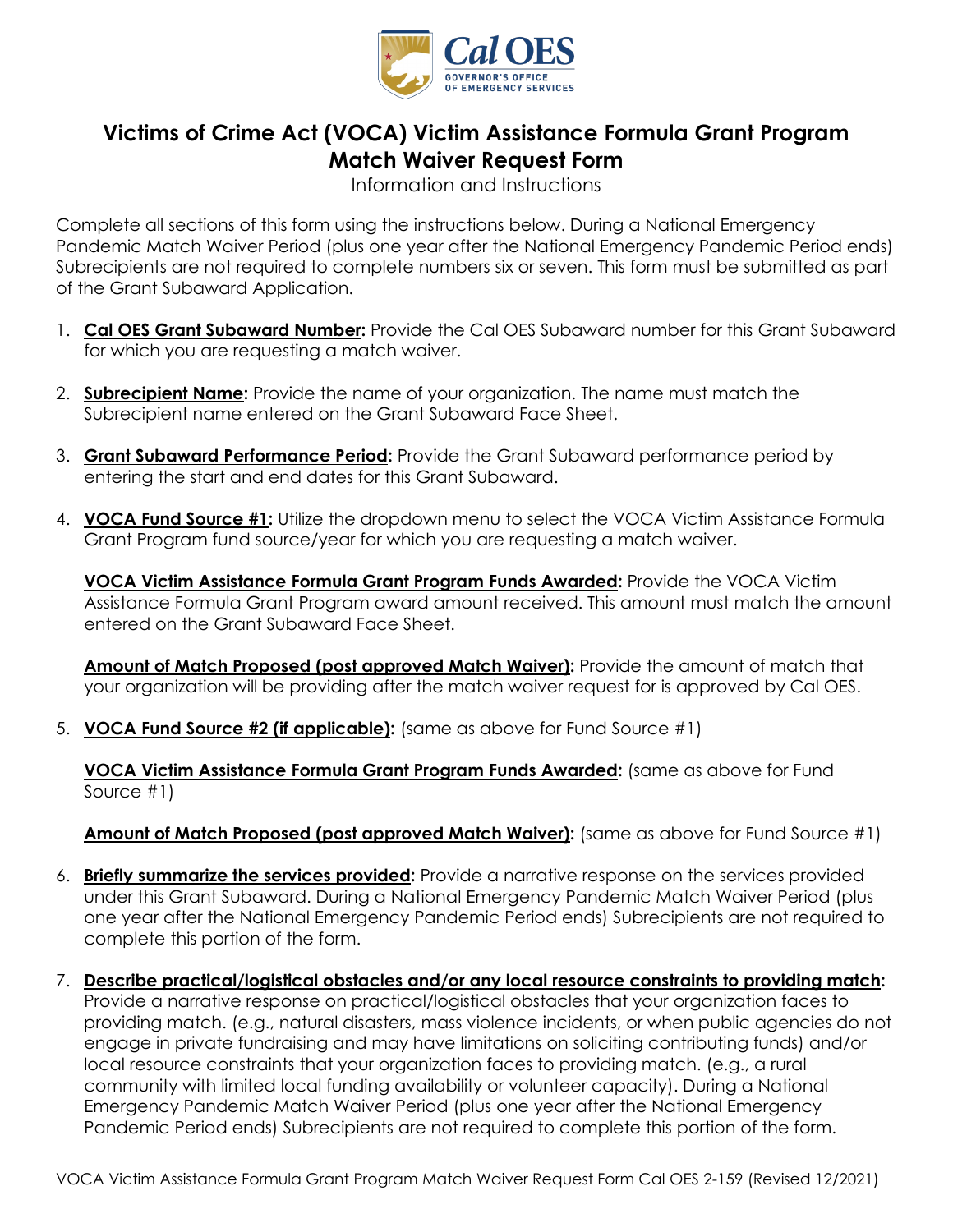# Victims of Crime Act (VOCA) Victim Assistance Formula Grant Program Match Waiver Request Form

Information and Instructions

Complete all sections of this form using the instructions below. During a National Emergency Pandemic Match Waiver Period (plus one year after the National Emergency Pandemic Period ends) Subrecipients are not required to complete numbers six or seven. This form must be submitted as part of the Grant Subaward Application.

1. **Cal OES Grant Subaward Number:** Provide the Cal OES Subaward number for this Grant Subaward for which you are requesting a match waiver.

2. **Subrecipient Name:** Provide the name of your organization. The name must match the Subrecipient name entered on the Grant Subaward Face Sheet.

3. **Grant Subaward Performance Period:** Provide the Grant Subaward performance period by entering the start and end dates for this Grant Subaward.

4. **VOCA Fund Source #1:** Utilize the dropdown menu to select the VOCA Victim Assistance Formula Grant Program fund source/year for which you are requesting a match waiver.

   **VOCA Victim Assistance Formula Grant Program Funds Awarded:** Provide the VOCA Victim Assistance Formula Grant Program award amount received. This amount must match the amount entered on the Grant Subaward Face Sheet.

   **Amount of Match Proposed (post approved Match Waiver):** Provide the amount of match that your organization will be providing after the match waiver request for is approved by Cal OES.

5. **VOCA Fund Source #2 (if applicable):** (same as above for Fund Source #1)

   **VOCA Victim Assistance Formula Grant Program Funds Awarded:** (same as above for Fund Source #1)

   **Amount of Match Proposed (post approved Match Waiver):** (same as above for Fund Source #1)

6. **Briefly summarize the services provided:** Provide a narrative response on the services provided under this Grant Subaward. During a National Emergency Pandemic Match Waiver Period (plus one year after the National Emergency Pandemic Period ends) Subrecipients are not required to complete this portion of the form.

7. **Describe practical/logistical obstacles and/or any local resource constraints to providing match:** Provide a narrative response on practical/logistical obstacles that your organization faces to providing match. (e.g., natural disasters, mass violence incidents, or when public agencies do not engage in private fundraising and may have limitations on soliciting contributing funds) and/or local resource constraints that your organization faces to providing match. (e.g., a rural community with limited local funding availability or volunteer capacity). During a National Emergency Pandemic Match Waiver Period (plus one year after the National Emergency Pandemic Period ends) Subrecipients are not required to complete this portion of the form.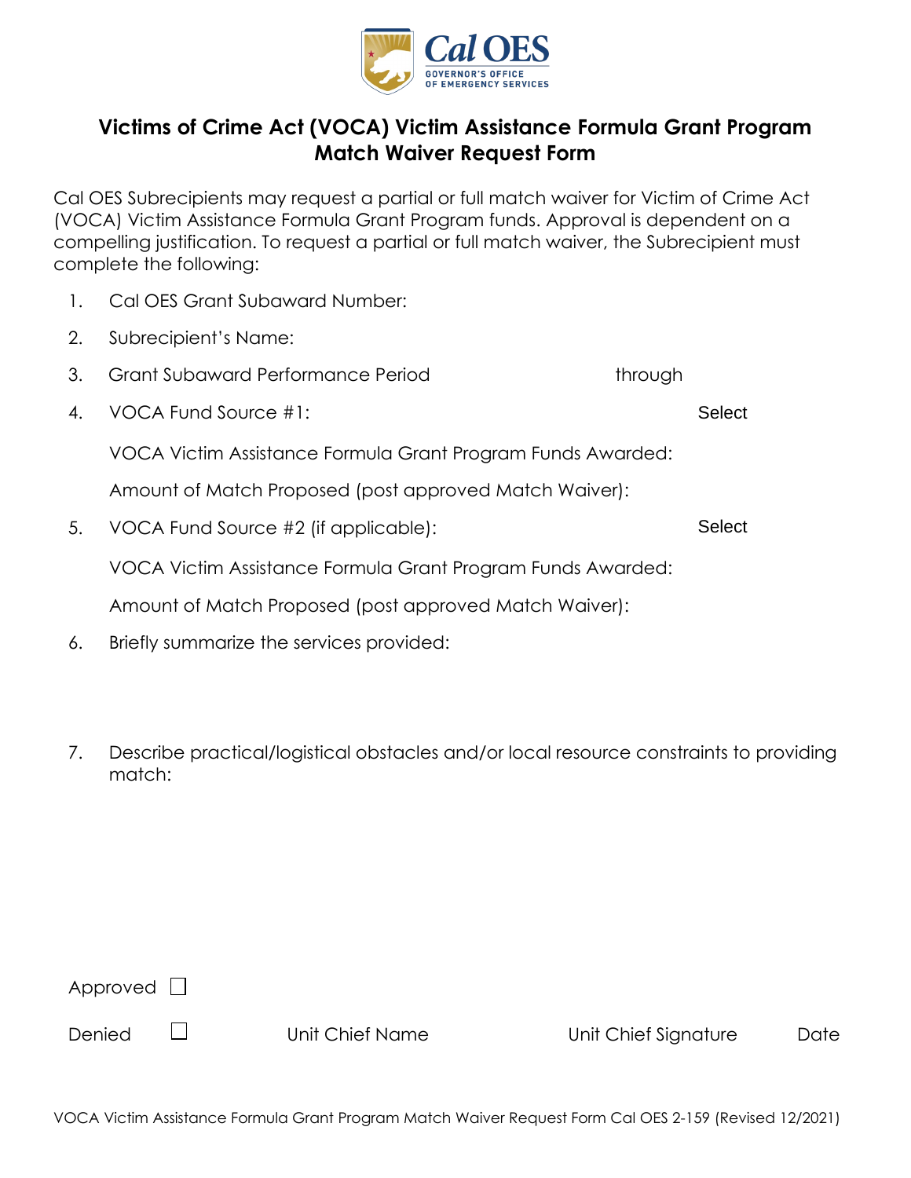# Victims of Crime Act (VOCA) Victim Assistance Formula Grant Program Match Waiver Request Form

Cal OES Subrecipients may request a partial or full match waiver for Victim of Crime Act (VOCA) Victim Assistance Formula Grant Program funds. Approval is dependent on a compelling justification. To request a partial or full match waiver, the Subrecipient must complete the following:

1. Cal OES Grant Subaward Number:
2. Subrecipient's Name:
3. Grant Subaward Performance Period through
4. VOCA Fund Source #1: Select

   VOCA Victim Assistance Formula Grant Program Funds Awarded:

   Amount of Match Proposed (post approved Match Waiver):
5. VOCA Fund Source #2 (if applicable): Select

   VOCA Victim Assistance Formula Grant Program Funds Awarded:

   Amount of Match Proposed (post approved Match Waiver):
6. Briefly summarize the services provided:
7. Describe practical/logistical obstacles and/or local resource constraints to providing match:

Approved ☐

Denied ☐ Unit Chief Name Unit Chief Signature Date

VOCA Victim Assistance Formula Grant Program Match Waiver Request Form Cal OES 2-159 (Revised 12/2021)